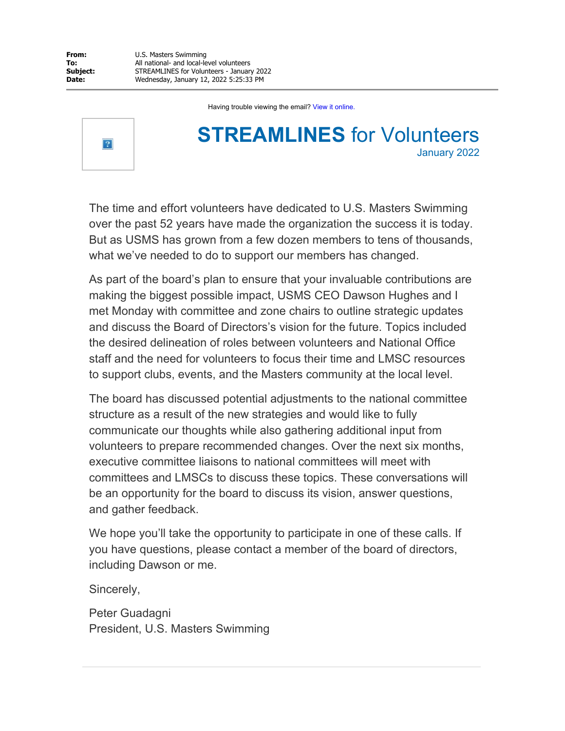|  |  |
| --- | --- |
| **From:** | U.S. Masters Swimming |
| **To:** | All national- and local-level volunteers |
| **Subject:** | STREAMLINES for Volunteers - January 2022 |
| **Date:** | Wednesday, January 12, 2022 5:25:33 PM |

Having trouble viewing the email? View it online.

# **STREAMLINES** for Volunteers

January 2022

The time and effort volunteers have dedicated to U.S. Masters Swimming over the past 52 years have made the organization the success it is today. But as USMS has grown from a few dozen members to tens of thousands, what we've needed to do to support our members has changed.

As part of the board's plan to ensure that your invaluable contributions are making the biggest possible impact, USMS CEO Dawson Hughes and I met Monday with committee and zone chairs to outline strategic updates and discuss the Board of Directors's vision for the future. Topics included the desired delineation of roles between volunteers and National Office staff and the need for volunteers to focus their time and LMSC resources to support clubs, events, and the Masters community at the local level.

The board has discussed potential adjustments to the national committee structure as a result of the new strategies and would like to fully communicate our thoughts while also gathering additional input from volunteers to prepare recommended changes. Over the next six months, executive committee liaisons to national committees will meet with committees and LMSCs to discuss these topics. These conversations will be an opportunity for the board to discuss its vision, answer questions, and gather feedback.

We hope you'll take the opportunity to participate in one of these calls. If you have questions, please contact a member of the board of directors, including Dawson or me.

Sincerely,

Peter Guadagni
President, U.S. Masters Swimming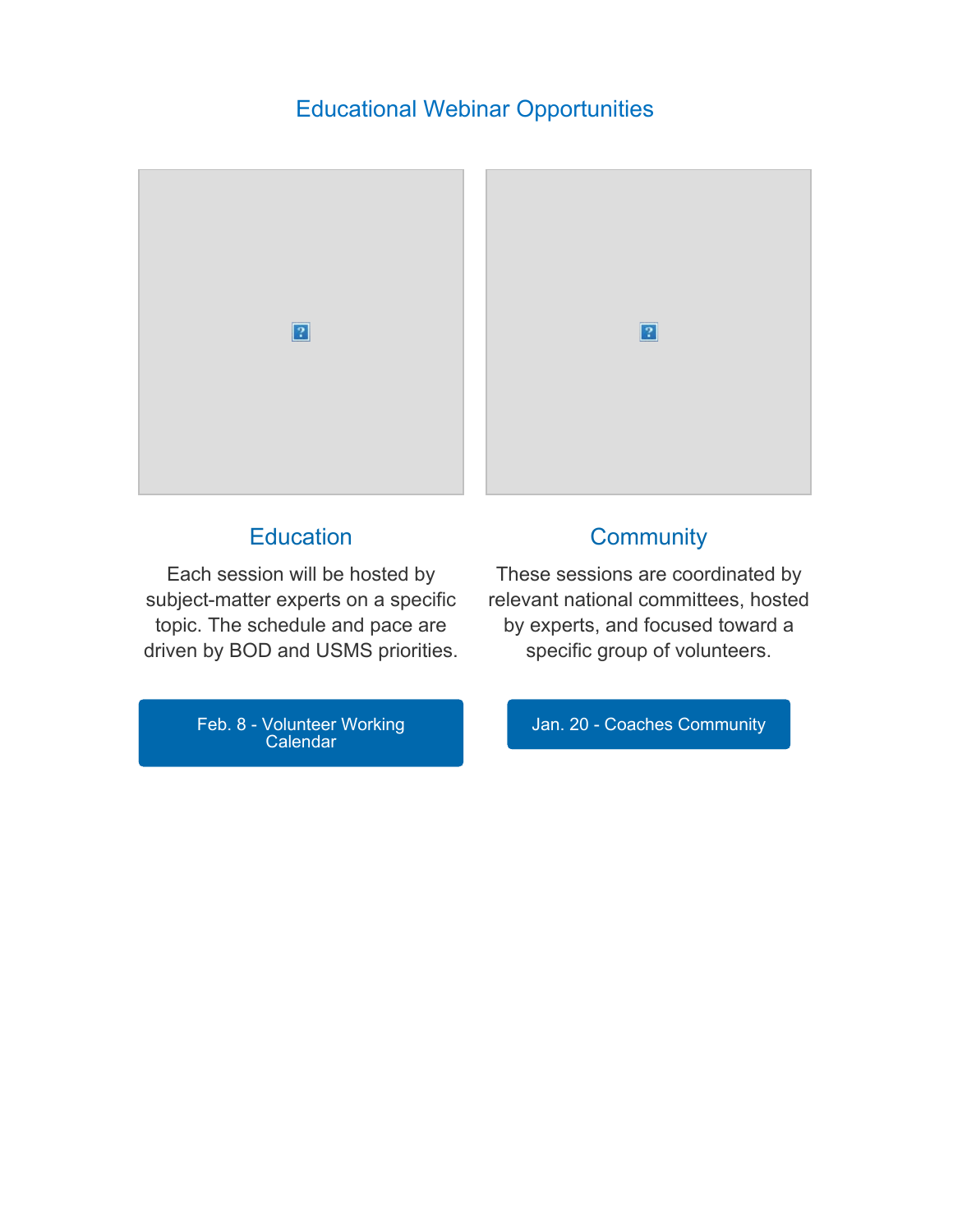## Educational Webinar Opportunities

### Education

Each session will be hosted by subject-matter experts on a specific topic. The schedule and pace are driven by BOD and USMS priorities.

Feb. 8 - Volunteer Working Calendar

### Community

These sessions are coordinated by relevant national committees, hosted by experts, and focused toward a specific group of volunteers.

Jan. 20 - Coaches Community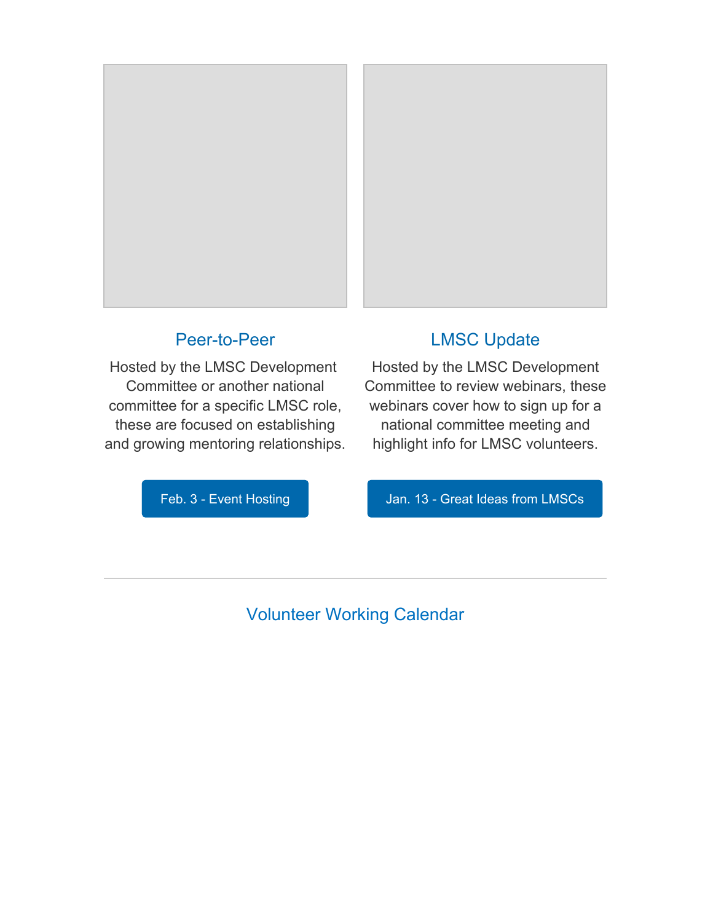## Peer-to-Peer

Hosted by the LMSC Development Committee or another national committee for a specific LMSC role, these are focused on establishing and growing mentoring relationships.

Feb. 3 - Event Hosting

## LMSC Update

Hosted by the LMSC Development Committee to review webinars, these webinars cover how to sign up for a national committee meeting and highlight info for LMSC volunteers.

Jan. 13 - Great Ideas from LMSCs

---

## Volunteer Working Calendar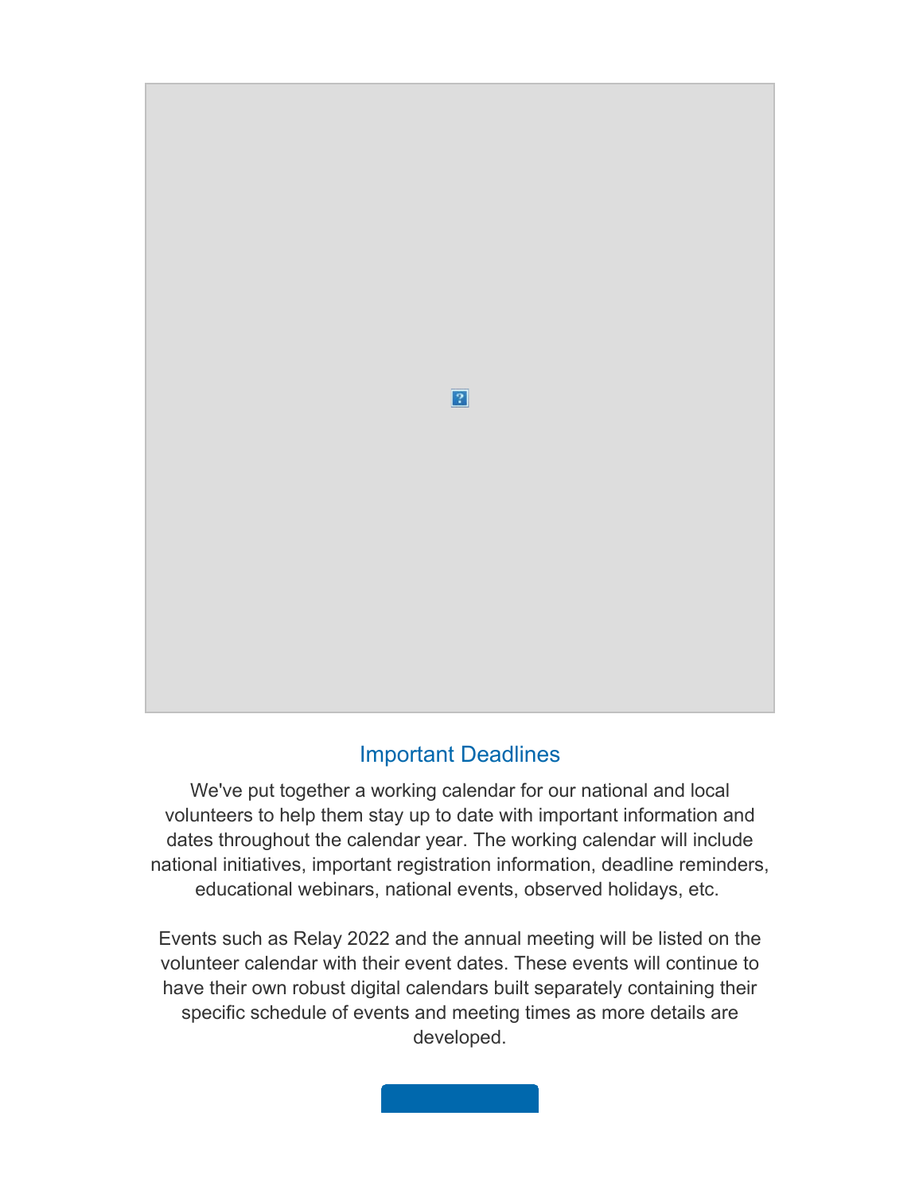## Important Deadlines

We've put together a working calendar for our national and local volunteers to help them stay up to date with important information and dates throughout the calendar year. The working calendar will include national initiatives, important registration information, deadline reminders, educational webinars, national events, observed holidays, etc.

Events such as Relay 2022 and the annual meeting will be listed on the volunteer calendar with their event dates. These events will continue to have their own robust digital calendars built separately containing their specific schedule of events and meeting times as more details are developed.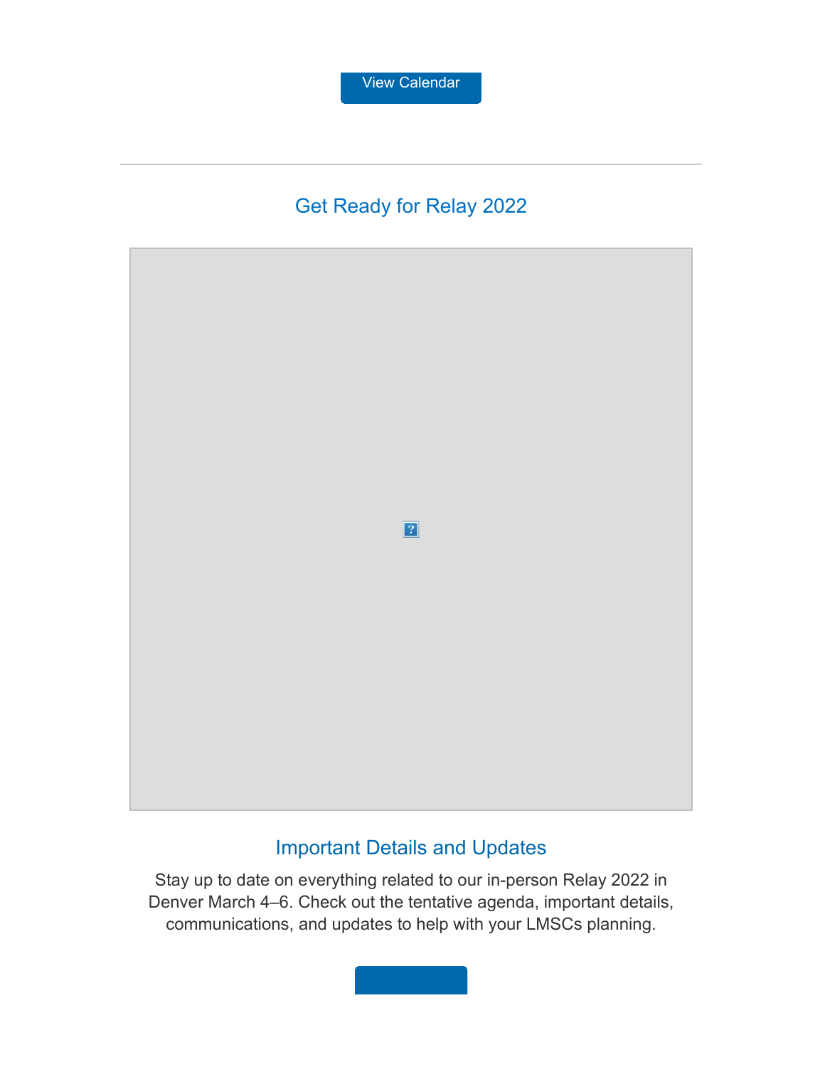View Calendar

---

## Get Ready for Relay 2022

### Important Details and Updates

Stay up to date on everything related to our in-person Relay 2022 in Denver March 4–6. Check out the tentative agenda, important details, communications, and updates to help with your LMSCs planning.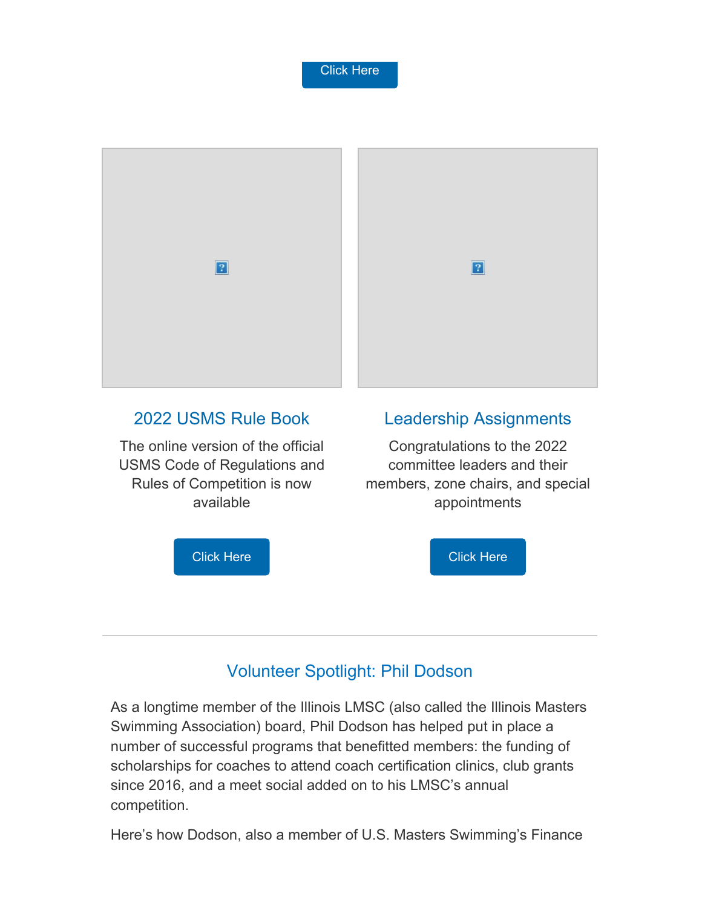Click Here

## 2022 USMS Rule Book

The online version of the official USMS Code of Regulations and Rules of Competition is now available

Click Here

## Leadership Assignments

Congratulations to the 2022 committee leaders and their members, zone chairs, and special appointments

Click Here

---

## Volunteer Spotlight: Phil Dodson

As a longtime member of the Illinois LMSC (also called the Illinois Masters Swimming Association) board, Phil Dodson has helped put in place a number of successful programs that benefitted members: the funding of scholarships for coaches to attend coach certification clinics, club grants since 2016, and a meet social added on to his LMSC's annual competition.

Here's how Dodson, also a member of U.S. Masters Swimming's Finance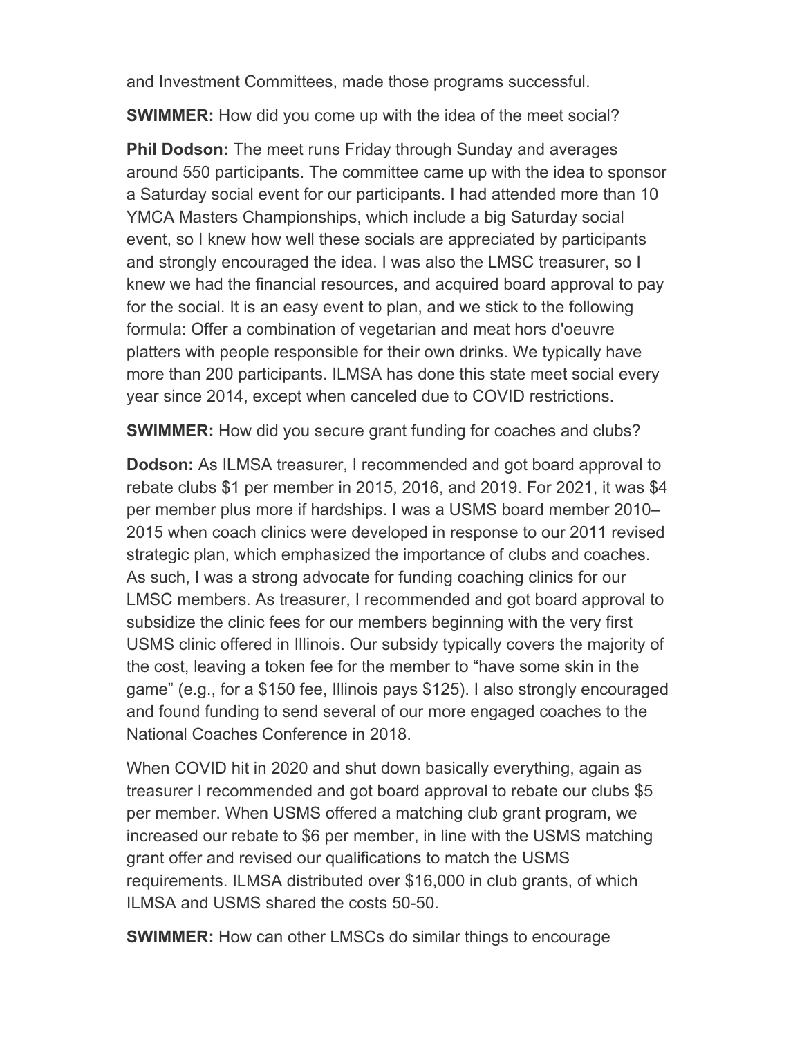and Investment Committees, made those programs successful.

**SWIMMER:** How did you come up with the idea of the meet social?

**Phil Dodson:** The meet runs Friday through Sunday and averages around 550 participants. The committee came up with the idea to sponsor a Saturday social event for our participants. I had attended more than 10 YMCA Masters Championships, which include a big Saturday social event, so I knew how well these socials are appreciated by participants and strongly encouraged the idea. I was also the LMSC treasurer, so I knew we had the financial resources, and acquired board approval to pay for the social. It is an easy event to plan, and we stick to the following formula: Offer a combination of vegetarian and meat hors d'oeuvre platters with people responsible for their own drinks. We typically have more than 200 participants. ILMSA has done this state meet social every year since 2014, except when canceled due to COVID restrictions.

**SWIMMER:** How did you secure grant funding for coaches and clubs?

**Dodson:** As ILMSA treasurer, I recommended and got board approval to rebate clubs $1 per member in 2015, 2016, and 2019. For 2021, it was $4 per member plus more if hardships. I was a USMS board member 2010–2015 when coach clinics were developed in response to our 2011 revised strategic plan, which emphasized the importance of clubs and coaches. As such, I was a strong advocate for funding coaching clinics for our LMSC members. As treasurer, I recommended and got board approval to subsidize the clinic fees for our members beginning with the very first USMS clinic offered in Illinois. Our subsidy typically covers the majority of the cost, leaving a token fee for the member to "have some skin in the game" (e.g., for a $150 fee, Illinois pays $125). I also strongly encouraged and found funding to send several of our more engaged coaches to the National Coaches Conference in 2018.

When COVID hit in 2020 and shut down basically everything, again as treasurer I recommended and got board approval to rebate our clubs $5 per member. When USMS offered a matching club grant program, we increased our rebate to $6 per member, in line with the USMS matching grant offer and revised our qualifications to match the USMS requirements. ILMSA distributed over $16,000 in club grants, of which ILMSA and USMS shared the costs 50-50.

**SWIMMER:** How can other LMSCs do similar things to encourage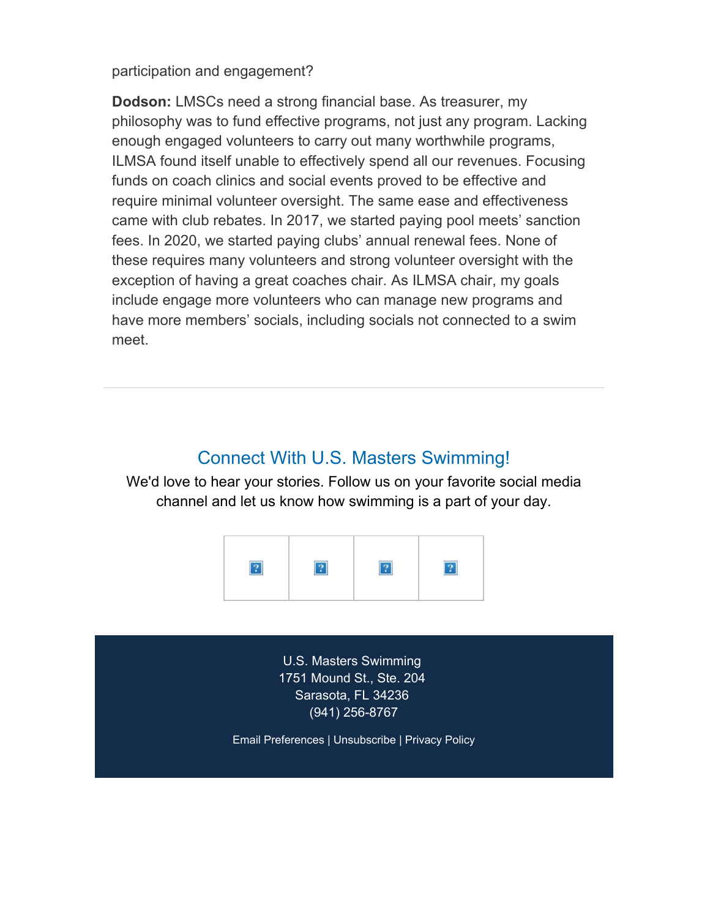participation and engagement?

**Dodson:** LMSCs need a strong financial base. As treasurer, my philosophy was to fund effective programs, not just any program. Lacking enough engaged volunteers to carry out many worthwhile programs, ILMSA found itself unable to effectively spend all our revenues. Focusing funds on coach clinics and social events proved to be effective and require minimal volunteer oversight. The same ease and effectiveness came with club rebates. In 2017, we started paying pool meets' sanction fees. In 2020, we started paying clubs' annual renewal fees. None of these requires many volunteers and strong volunteer oversight with the exception of having a great coaches chair. As ILMSA chair, my goals include engage more volunteers who can manage new programs and have more members' socials, including socials not connected to a swim meet.

---

## Connect With U.S. Masters Swimming!

We'd love to hear your stories. Follow us on your favorite social media channel and let us know how swimming is a part of your day.

U.S. Masters Swimming
1751 Mound St., Ste. 204
Sarasota, FL 34236
(941) 256-8767

Email Preferences | Unsubscribe | Privacy Policy